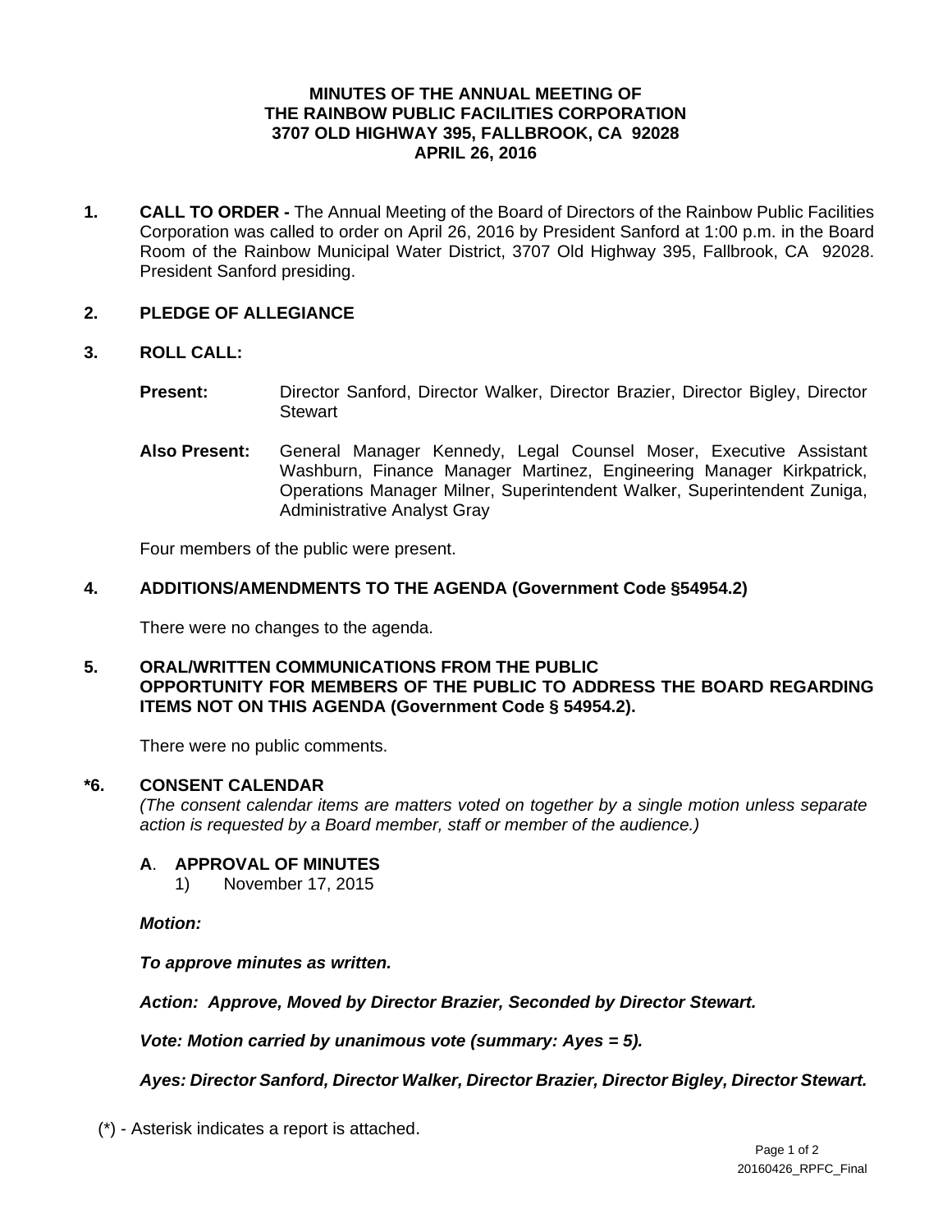# MINUTES OF THE ANNUAL MEETING OF THE RAINBOW PUBLIC FACILITIES CORPORATION 3707 OLD HIGHWAY 395, FALLBROOK, CA 92028 APRIL 26, 2016

**1. CALL TO ORDER -** The Annual Meeting of the Board of Directors of the Rainbow Public Facilities Corporation was called to order on April 26, 2016 by President Sanford at 1:00 p.m. in the Board Room of the Rainbow Municipal Water District, 3707 Old Highway 395, Fallbrook, CA 92028. President Sanford presiding.

**2. PLEDGE OF ALLEGIANCE**

**3. ROLL CALL:**

**Present:** Director Sanford, Director Walker, Director Brazier, Director Bigley, Director Stewart

**Also Present:** General Manager Kennedy, Legal Counsel Moser, Executive Assistant Washburn, Finance Manager Martinez, Engineering Manager Kirkpatrick, Operations Manager Milner, Superintendent Walker, Superintendent Zuniga, Administrative Analyst Gray

Four members of the public were present.

**4. ADDITIONS/AMENDMENTS TO THE AGENDA (Government Code §54954.2)**

There were no changes to the agenda.

**5. ORAL/WRITTEN COMMUNICATIONS FROM THE PUBLIC OPPORTUNITY FOR MEMBERS OF THE PUBLIC TO ADDRESS THE BOARD REGARDING ITEMS NOT ON THIS AGENDA (Government Code § 54954.2).**

There were no public comments.

**\*6. CONSENT CALENDAR**

*(The consent calendar items are matters voted on together by a single motion unless separate action is requested by a Board member, staff or member of the audience.)*

**A. APPROVAL OF MINUTES**

1) November 17, 2015

***Motion:***

***To approve minutes as written.***

***Action: Approve, Moved by Director Brazier, Seconded by Director Stewart.***

***Vote: Motion carried by unanimous vote (summary: Ayes = 5).***

***Ayes: Director Sanford, Director Walker, Director Brazier, Director Bigley, Director Stewart.***

(\*) - Asterisk indicates a report is attached.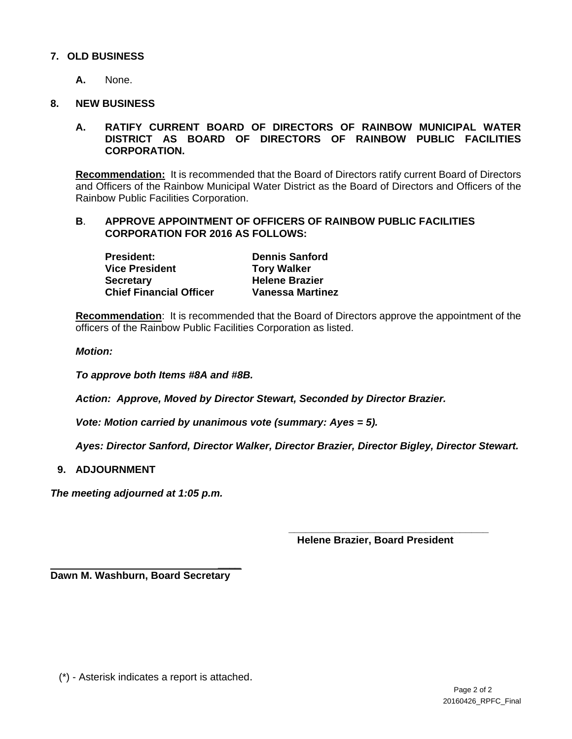## 7. OLD BUSINESS

**A.** None.

## 8. NEW BUSINESS

**A. RATIFY CURRENT BOARD OF DIRECTORS OF RAINBOW MUNICIPAL WATER DISTRICT AS BOARD OF DIRECTORS OF RAINBOW PUBLIC FACILITIES CORPORATION.**

**Recommendation:** It is recommended that the Board of Directors ratify current Board of Directors and Officers of the Rainbow Municipal Water District as the Board of Directors and Officers of the Rainbow Public Facilities Corporation.

**B. APPROVE APPOINTMENT OF OFFICERS OF RAINBOW PUBLIC FACILITIES CORPORATION FOR 2016 AS FOLLOWS:**

| | |
|---|---|
| **President:** | **Dennis Sanford** |
| **Vice President** | **Tory Walker** |
| **Secretary** | **Helene Brazier** |
| **Chief Financial Officer** | **Vanessa Martinez** |

**Recommendation**: It is recommended that the Board of Directors approve the appointment of the officers of the Rainbow Public Facilities Corporation as listed.

***Motion:***

***To approve both Items #8A and #8B.***

***Action: Approve, Moved by Director Stewart, Seconded by Director Brazier.***

***Vote: Motion carried by unanimous vote (summary: Ayes = 5).***

***Ayes: Director Sanford, Director Walker, Director Brazier, Director Bigley, Director Stewart.***

## 9. ADJOURNMENT

***The meeting adjourned at 1:05 p.m.***

_________________________________
**Helene Brazier, Board President**

_________________________________
**Dawn M. Washburn, Board Secretary**

(*) - Asterisk indicates a report is attached.

20160426_RPFC_Final